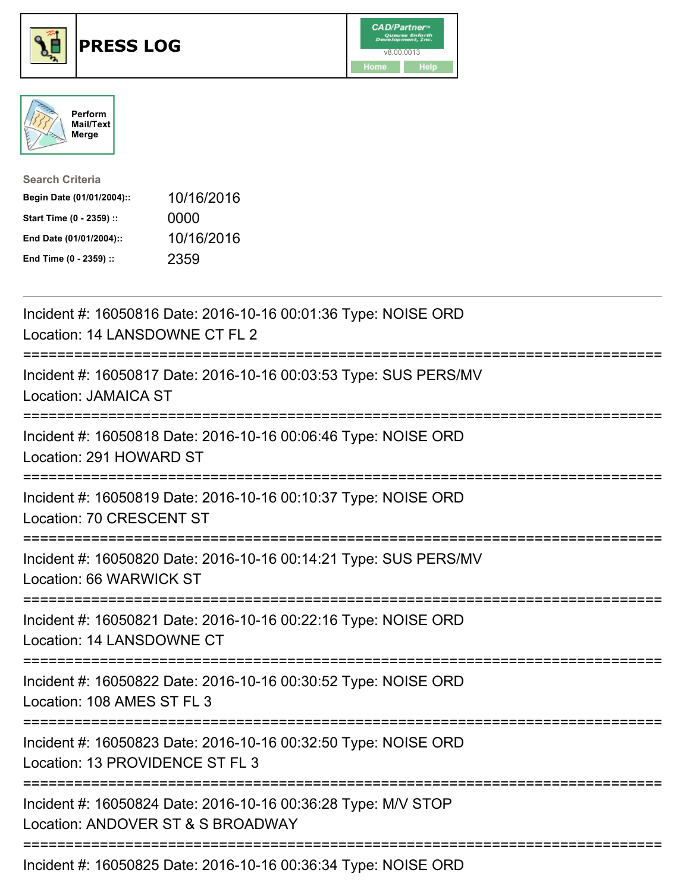# PRESS LOG

CAD/Partner v8.00.0013

Home Help

Perform Mail/Text Merge

**Search Criteria**

| | |
|---|---|
| **Begin Date (01/01/2004)::** | 10/16/2016 |
| **Start Time (0 - 2359) ::** | 0000 |
| **End Date (01/01/2004)::** | 10/16/2016 |
| **End Time (0 - 2359) ::** | 2359 |

---

Incident #: 16050816 Date: 2016-10-16 00:01:36 Type: NOISE ORD
Location: 14 LANSDOWNE CT FL 2

===========================================================================

Incident #: 16050817 Date: 2016-10-16 00:03:53 Type: SUS PERS/MV
Location: JAMAICA ST

===========================================================================

Incident #: 16050818 Date: 2016-10-16 00:06:46 Type: NOISE ORD
Location: 291 HOWARD ST

===========================================================================

Incident #: 16050819 Date: 2016-10-16 00:10:37 Type: NOISE ORD
Location: 70 CRESCENT ST

===========================================================================

Incident #: 16050820 Date: 2016-10-16 00:14:21 Type: SUS PERS/MV
Location: 66 WARWICK ST

===========================================================================

Incident #: 16050821 Date: 2016-10-16 00:22:16 Type: NOISE ORD
Location: 14 LANSDOWNE CT

===========================================================================

Incident #: 16050822 Date: 2016-10-16 00:30:52 Type: NOISE ORD
Location: 108 AMES ST FL 3

===========================================================================

Incident #: 16050823 Date: 2016-10-16 00:32:50 Type: NOISE ORD
Location: 13 PROVIDENCE ST FL 3

===========================================================================

Incident #: 16050824 Date: 2016-10-16 00:36:28 Type: M/V STOP
Location: ANDOVER ST & S BROADWAY

===========================================================================

Incident #: 16050825 Date: 2016-10-16 00:36:34 Type: NOISE ORD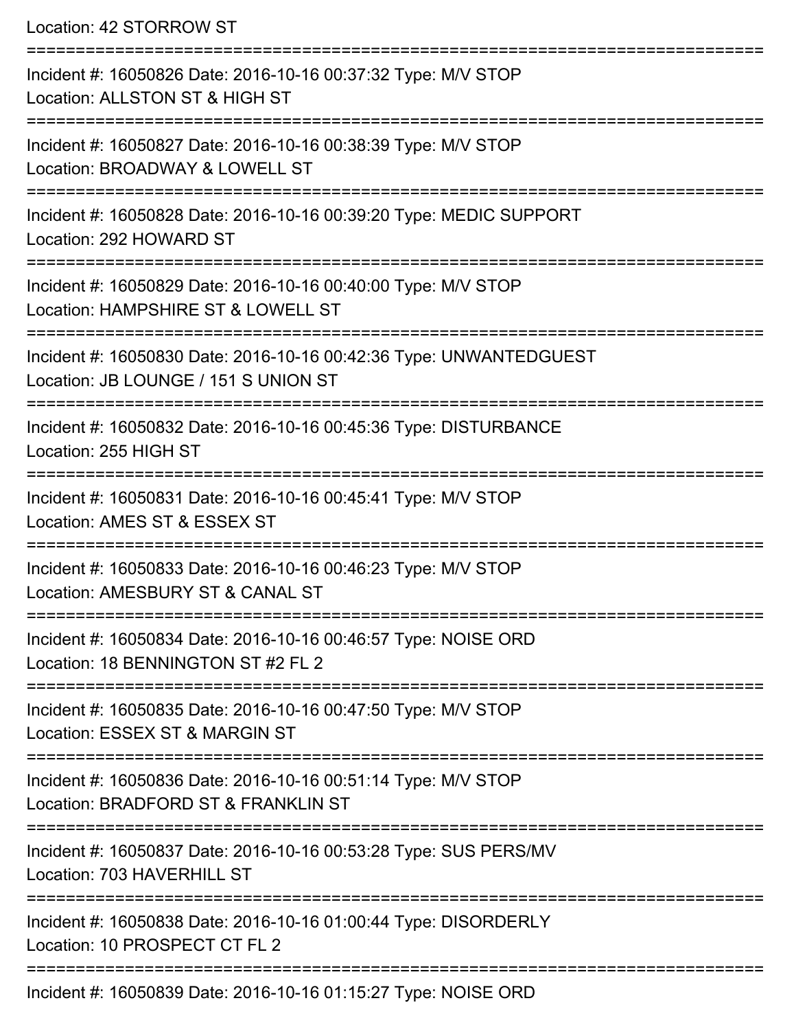Location: 42 STORROW ST

===========================================================================

Incident #: 16050826 Date: 2016-10-16 00:37:32 Type: M/V STOP
Location: ALLSTON ST & HIGH ST

===========================================================================

Incident #: 16050827 Date: 2016-10-16 00:38:39 Type: M/V STOP
Location: BROADWAY & LOWELL ST

===========================================================================

Incident #: 16050828 Date: 2016-10-16 00:39:20 Type: MEDIC SUPPORT
Location: 292 HOWARD ST

===========================================================================

Incident #: 16050829 Date: 2016-10-16 00:40:00 Type: M/V STOP
Location: HAMPSHIRE ST & LOWELL ST

===========================================================================

Incident #: 16050830 Date: 2016-10-16 00:42:36 Type: UNWANTEDGUEST
Location: JB LOUNGE / 151 S UNION ST

===========================================================================

Incident #: 16050832 Date: 2016-10-16 00:45:36 Type: DISTURBANCE
Location: 255 HIGH ST

===========================================================================

Incident #: 16050831 Date: 2016-10-16 00:45:41 Type: M/V STOP
Location: AMES ST & ESSEX ST

===========================================================================

Incident #: 16050833 Date: 2016-10-16 00:46:23 Type: M/V STOP
Location: AMESBURY ST & CANAL ST

===========================================================================

Incident #: 16050834 Date: 2016-10-16 00:46:57 Type: NOISE ORD
Location: 18 BENNINGTON ST #2 FL 2

===========================================================================

Incident #: 16050835 Date: 2016-10-16 00:47:50 Type: M/V STOP
Location: ESSEX ST & MARGIN ST

===========================================================================

Incident #: 16050836 Date: 2016-10-16 00:51:14 Type: M/V STOP
Location: BRADFORD ST & FRANKLIN ST

===========================================================================

Incident #: 16050837 Date: 2016-10-16 00:53:28 Type: SUS PERS/MV
Location: 703 HAVERHILL ST

===========================================================================

Incident #: 16050838 Date: 2016-10-16 01:00:44 Type: DISORDERLY
Location: 10 PROSPECT CT FL 2

===========================================================================

Incident #: 16050839 Date: 2016-10-16 01:15:27 Type: NOISE ORD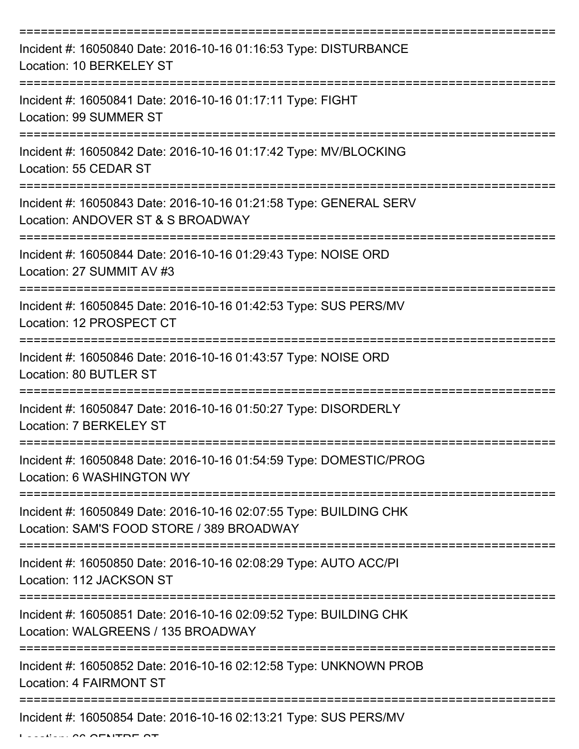Incident #: 16050840 Date: 2016-10-16 01:16:53 Type: DISTURBANCE
Location: 10 BERKELEY ST

Incident #: 16050841 Date: 2016-10-16 01:17:11 Type: FIGHT
Location: 99 SUMMER ST

Incident #: 16050842 Date: 2016-10-16 01:17:42 Type: MV/BLOCKING
Location: 55 CEDAR ST

Incident #: 16050843 Date: 2016-10-16 01:21:58 Type: GENERAL SERV
Location: ANDOVER ST & S BROADWAY

Incident #: 16050844 Date: 2016-10-16 01:29:43 Type: NOISE ORD
Location: 27 SUMMIT AV #3

Incident #: 16050845 Date: 2016-10-16 01:42:53 Type: SUS PERS/MV
Location: 12 PROSPECT CT

Incident #: 16050846 Date: 2016-10-16 01:43:57 Type: NOISE ORD
Location: 80 BUTLER ST

Incident #: 16050847 Date: 2016-10-16 01:50:27 Type: DISORDERLY
Location: 7 BERKELEY ST

Incident #: 16050848 Date: 2016-10-16 01:54:59 Type: DOMESTIC/PROG
Location: 6 WASHINGTON WY

Incident #: 16050849 Date: 2016-10-16 02:07:55 Type: BUILDING CHK
Location: SAM'S FOOD STORE / 389 BROADWAY

Incident #: 16050850 Date: 2016-10-16 02:08:29 Type: AUTO ACC/PI
Location: 112 JACKSON ST

Incident #: 16050851 Date: 2016-10-16 02:09:52 Type: BUILDING CHK
Location: WALGREENS / 135 BROADWAY

Incident #: 16050852 Date: 2016-10-16 02:12:58 Type: UNKNOWN PROB
Location: 4 FAIRMONT ST

Incident #: 16050854 Date: 2016-10-16 02:13:21 Type: SUS PERS/MV
Location: 66 CENTRE ST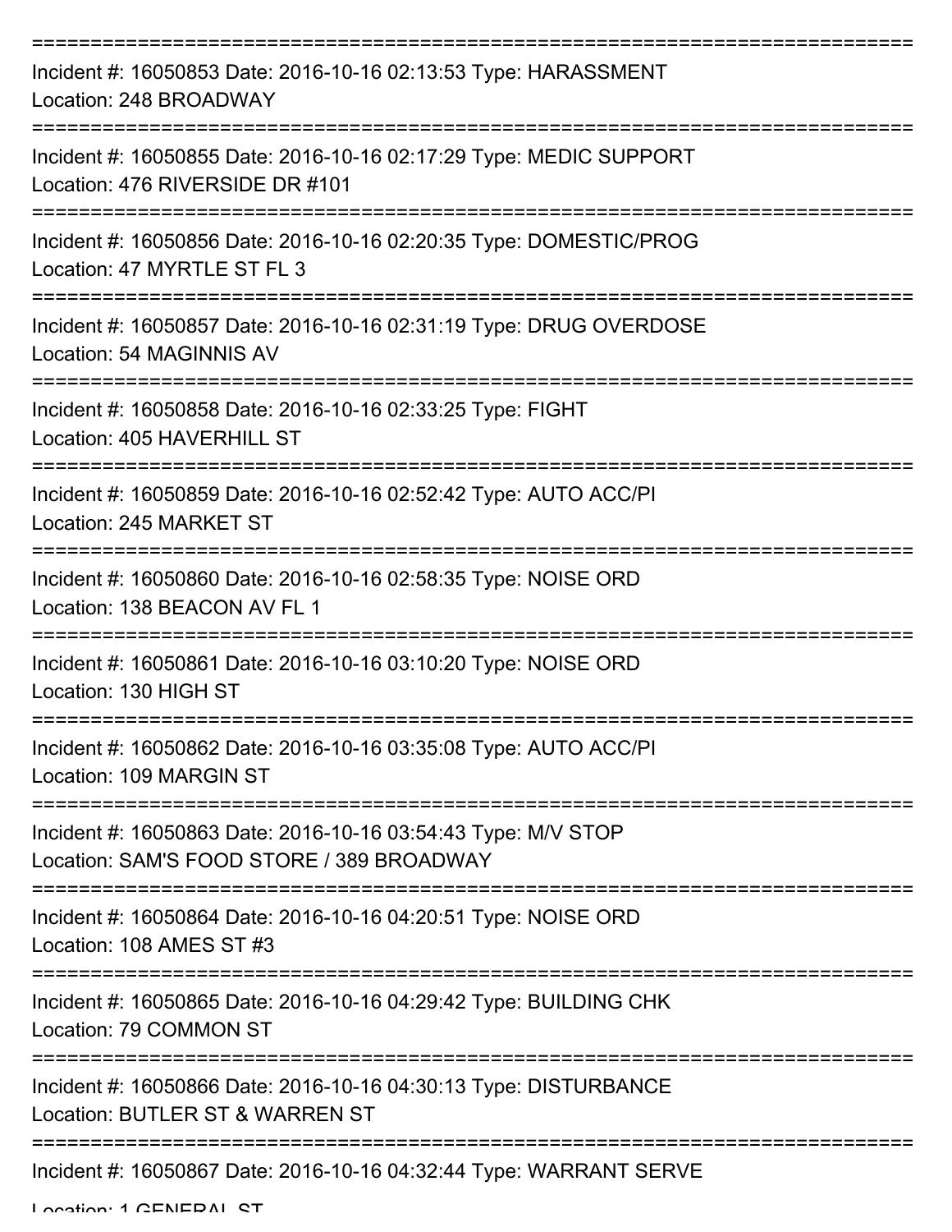Incident #: 16050853 Date: 2016-10-16 02:13:53 Type: HARASSMENT
Location: 248 BROADWAY

---

Incident #: 16050855 Date: 2016-10-16 02:17:29 Type: MEDIC SUPPORT
Location: 476 RIVERSIDE DR #101

---

Incident #: 16050856 Date: 2016-10-16 02:20:35 Type: DOMESTIC/PROG
Location: 47 MYRTLE ST FL 3

---

Incident #: 16050857 Date: 2016-10-16 02:31:19 Type: DRUG OVERDOSE
Location: 54 MAGINNIS AV

---

Incident #: 16050858 Date: 2016-10-16 02:33:25 Type: FIGHT
Location: 405 HAVERHILL ST

---

Incident #: 16050859 Date: 2016-10-16 02:52:42 Type: AUTO ACC/PI
Location: 245 MARKET ST

---

Incident #: 16050860 Date: 2016-10-16 02:58:35 Type: NOISE ORD
Location: 138 BEACON AV FL 1

---

Incident #: 16050861 Date: 2016-10-16 03:10:20 Type: NOISE ORD
Location: 130 HIGH ST

---

Incident #: 16050862 Date: 2016-10-16 03:35:08 Type: AUTO ACC/PI
Location: 109 MARGIN ST

---

Incident #: 16050863 Date: 2016-10-16 03:54:43 Type: M/V STOP
Location: SAM'S FOOD STORE / 389 BROADWAY

---

Incident #: 16050864 Date: 2016-10-16 04:20:51 Type: NOISE ORD
Location: 108 AMES ST #3

---

Incident #: 16050865 Date: 2016-10-16 04:29:42 Type: BUILDING CHK
Location: 79 COMMON ST

---

Incident #: 16050866 Date: 2016-10-16 04:30:13 Type: DISTURBANCE
Location: BUTLER ST & WARREN ST

---

Incident #: 16050867 Date: 2016-10-16 04:32:44 Type: WARRANT SERVE
Location: 1 GENERAL ST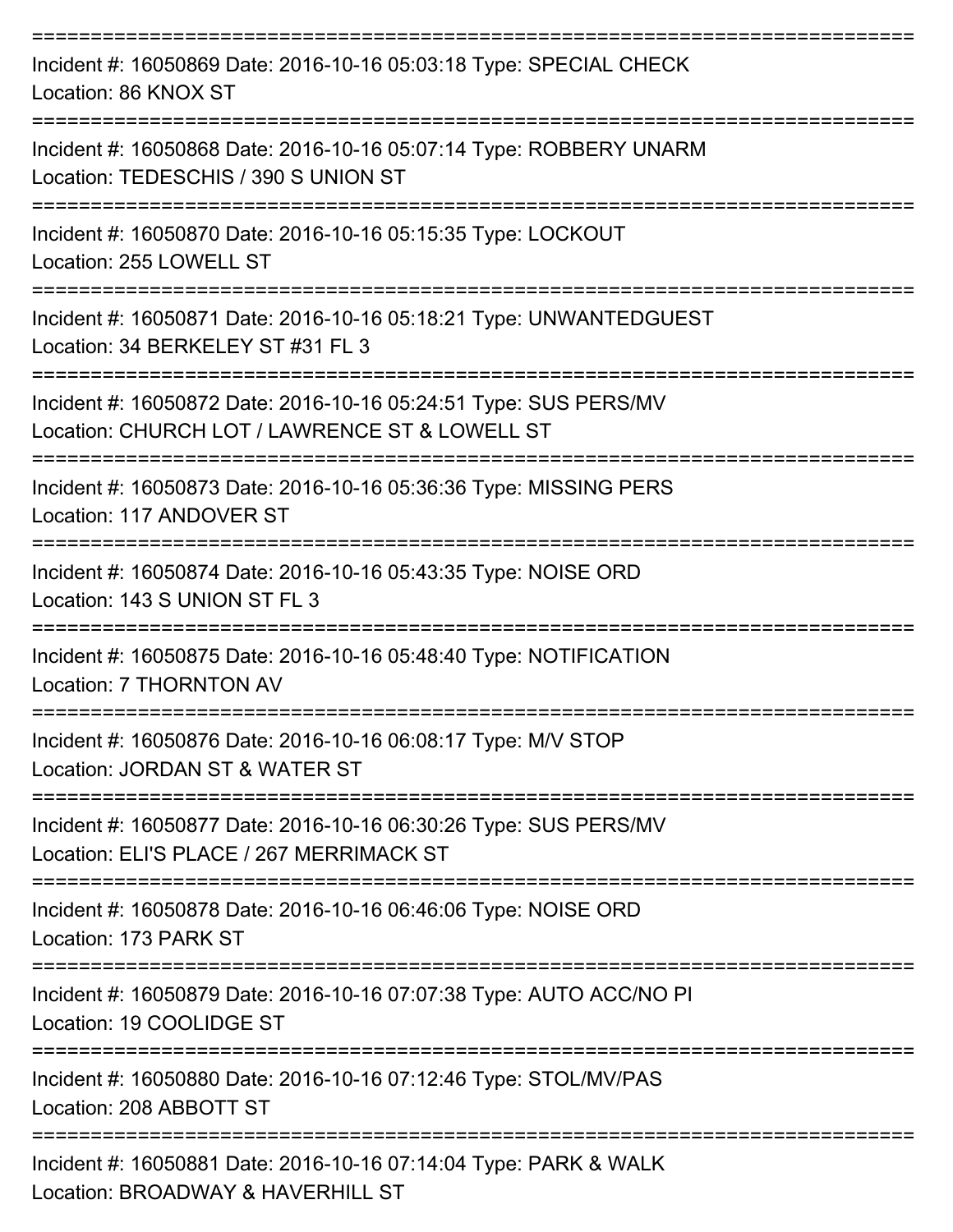===========================================================================

Incident #: 16050869 Date: 2016-10-16 05:03:18 Type: SPECIAL CHECK
Location: 86 KNOX ST

===========================================================================

Incident #: 16050868 Date: 2016-10-16 05:07:14 Type: ROBBERY UNARM
Location: TEDESCHIS / 390 S UNION ST

===========================================================================

Incident #: 16050870 Date: 2016-10-16 05:15:35 Type: LOCKOUT
Location: 255 LOWELL ST

===========================================================================

Incident #: 16050871 Date: 2016-10-16 05:18:21 Type: UNWANTEDGUEST
Location: 34 BERKELEY ST #31 FL 3

===========================================================================

Incident #: 16050872 Date: 2016-10-16 05:24:51 Type: SUS PERS/MV
Location: CHURCH LOT / LAWRENCE ST & LOWELL ST

===========================================================================

Incident #: 16050873 Date: 2016-10-16 05:36:36 Type: MISSING PERS
Location: 117 ANDOVER ST

===========================================================================

Incident #: 16050874 Date: 2016-10-16 05:43:35 Type: NOISE ORD
Location: 143 S UNION ST FL 3

===========================================================================

Incident #: 16050875 Date: 2016-10-16 05:48:40 Type: NOTIFICATION
Location: 7 THORNTON AV

===========================================================================

Incident #: 16050876 Date: 2016-10-16 06:08:17 Type: M/V STOP
Location: JORDAN ST & WATER ST

===========================================================================

Incident #: 16050877 Date: 2016-10-16 06:30:26 Type: SUS PERS/MV
Location: ELI'S PLACE / 267 MERRIMACK ST

===========================================================================

Incident #: 16050878 Date: 2016-10-16 06:46:06 Type: NOISE ORD
Location: 173 PARK ST

===========================================================================

Incident #: 16050879 Date: 2016-10-16 07:07:38 Type: AUTO ACC/NO PI
Location: 19 COOLIDGE ST

===========================================================================

Incident #: 16050880 Date: 2016-10-16 07:12:46 Type: STOL/MV/PAS
Location: 208 ABBOTT ST

===========================================================================

Incident #: 16050881 Date: 2016-10-16 07:14:04 Type: PARK & WALK
Location: BROADWAY & HAVERHILL ST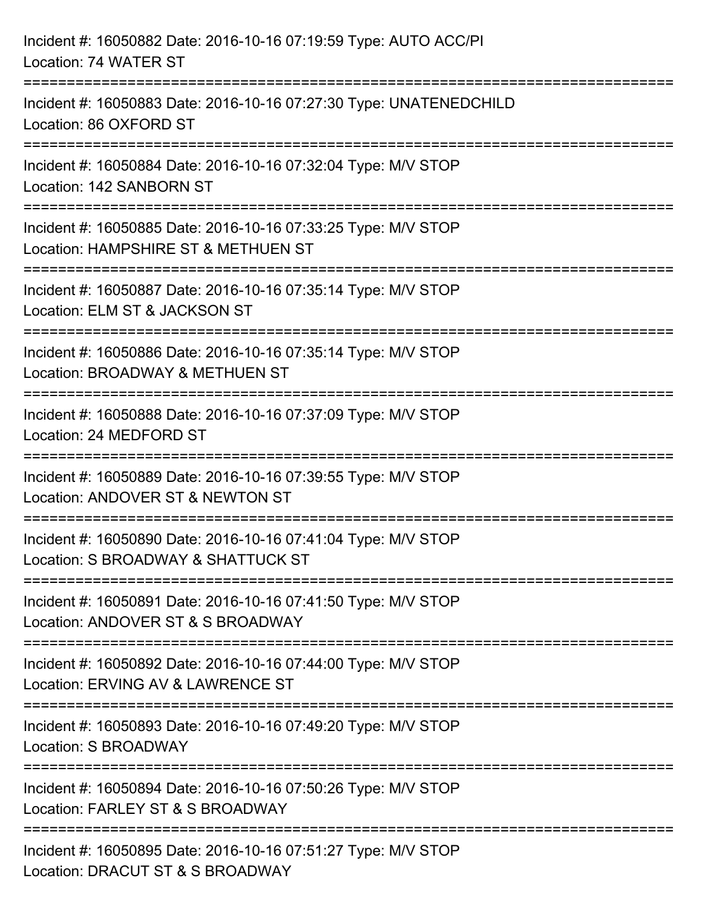Incident #: 16050882 Date: 2016-10-16 07:19:59 Type: AUTO ACC/PI
Location: 74 WATER ST

===========================================================================

Incident #: 16050883 Date: 2016-10-16 07:27:30 Type: UNATENEDCHILD
Location: 86 OXFORD ST

===========================================================================

Incident #: 16050884 Date: 2016-10-16 07:32:04 Type: M/V STOP
Location: 142 SANBORN ST

===========================================================================

Incident #: 16050885 Date: 2016-10-16 07:33:25 Type: M/V STOP
Location: HAMPSHIRE ST & METHUEN ST

===========================================================================

Incident #: 16050887 Date: 2016-10-16 07:35:14 Type: M/V STOP
Location: ELM ST & JACKSON ST

===========================================================================

Incident #: 16050886 Date: 2016-10-16 07:35:14 Type: M/V STOP
Location: BROADWAY & METHUEN ST

===========================================================================

Incident #: 16050888 Date: 2016-10-16 07:37:09 Type: M/V STOP
Location: 24 MEDFORD ST

===========================================================================

Incident #: 16050889 Date: 2016-10-16 07:39:55 Type: M/V STOP
Location: ANDOVER ST & NEWTON ST

===========================================================================

Incident #: 16050890 Date: 2016-10-16 07:41:04 Type: M/V STOP
Location: S BROADWAY & SHATTUCK ST

===========================================================================

Incident #: 16050891 Date: 2016-10-16 07:41:50 Type: M/V STOP
Location: ANDOVER ST & S BROADWAY

===========================================================================

Incident #: 16050892 Date: 2016-10-16 07:44:00 Type: M/V STOP
Location: ERVING AV & LAWRENCE ST

===========================================================================

Incident #: 16050893 Date: 2016-10-16 07:49:20 Type: M/V STOP
Location: S BROADWAY

===========================================================================

Incident #: 16050894 Date: 2016-10-16 07:50:26 Type: M/V STOP
Location: FARLEY ST & S BROADWAY

===========================================================================

Incident #: 16050895 Date: 2016-10-16 07:51:27 Type: M/V STOP
Location: DRACUT ST & S BROADWAY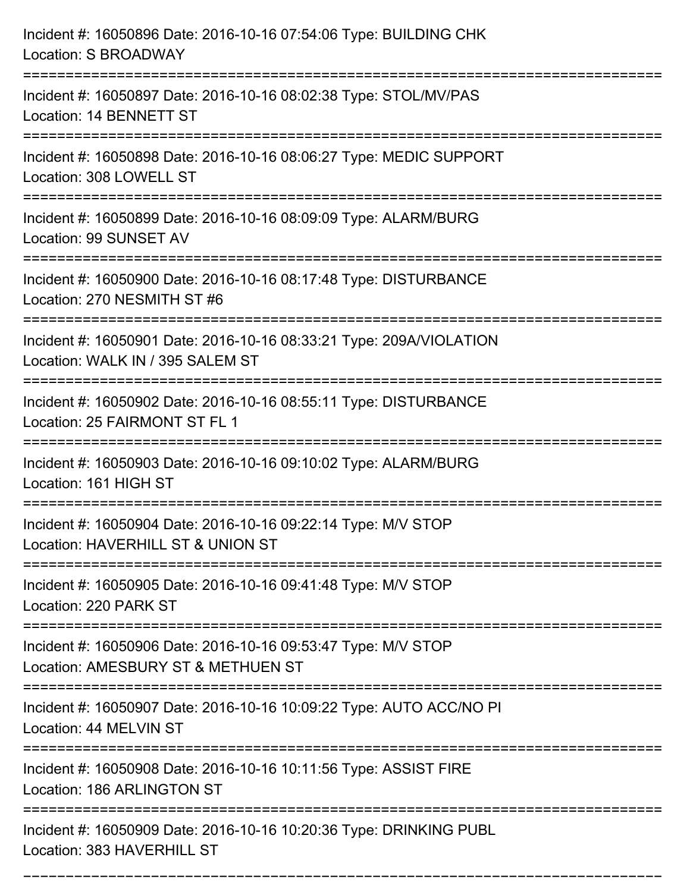Incident #: 16050896 Date: 2016-10-16 07:54:06 Type: BUILDING CHK
Location: S BROADWAY

===========================================================================

Incident #: 16050897 Date: 2016-10-16 08:02:38 Type: STOL/MV/PAS
Location: 14 BENNETT ST

===========================================================================

Incident #: 16050898 Date: 2016-10-16 08:06:27 Type: MEDIC SUPPORT
Location: 308 LOWELL ST

===========================================================================

Incident #: 16050899 Date: 2016-10-16 08:09:09 Type: ALARM/BURG
Location: 99 SUNSET AV

===========================================================================

Incident #: 16050900 Date: 2016-10-16 08:17:48 Type: DISTURBANCE
Location: 270 NESMITH ST #6

===========================================================================

Incident #: 16050901 Date: 2016-10-16 08:33:21 Type: 209A/VIOLATION
Location: WALK IN / 395 SALEM ST

===========================================================================

Incident #: 16050902 Date: 2016-10-16 08:55:11 Type: DISTURBANCE
Location: 25 FAIRMONT ST FL 1

===========================================================================

Incident #: 16050903 Date: 2016-10-16 09:10:02 Type: ALARM/BURG
Location: 161 HIGH ST

===========================================================================

Incident #: 16050904 Date: 2016-10-16 09:22:14 Type: M/V STOP
Location: HAVERHILL ST & UNION ST

===========================================================================

Incident #: 16050905 Date: 2016-10-16 09:41:48 Type: M/V STOP
Location: 220 PARK ST

===========================================================================

Incident #: 16050906 Date: 2016-10-16 09:53:47 Type: M/V STOP
Location: AMESBURY ST & METHUEN ST

===========================================================================

Incident #: 16050907 Date: 2016-10-16 10:09:22 Type: AUTO ACC/NO PI
Location: 44 MELVIN ST

===========================================================================

Incident #: 16050908 Date: 2016-10-16 10:11:56 Type: ASSIST FIRE
Location: 186 ARLINGTON ST

===========================================================================

Incident #: 16050909 Date: 2016-10-16 10:20:36 Type: DRINKING PUBL
Location: 383 HAVERHILL ST

===========================================================================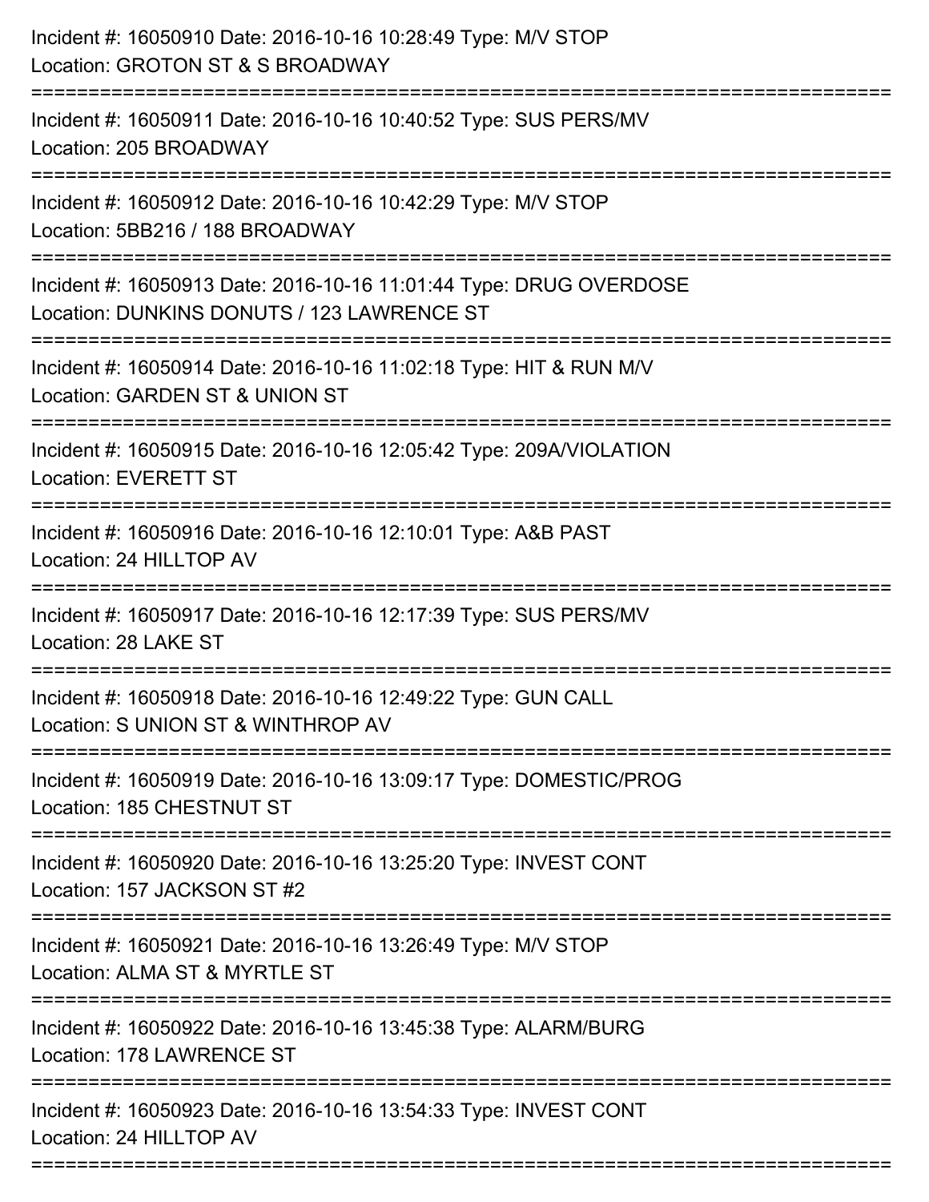Incident #: 16050910 Date: 2016-10-16 10:28:49 Type: M/V STOP
Location: GROTON ST & S BROADWAY

===========================================================================

Incident #: 16050911 Date: 2016-10-16 10:40:52 Type: SUS PERS/MV
Location: 205 BROADWAY

===========================================================================

Incident #: 16050912 Date: 2016-10-16 10:42:29 Type: M/V STOP
Location: 5BB216 / 188 BROADWAY

===========================================================================

Incident #: 16050913 Date: 2016-10-16 11:01:44 Type: DRUG OVERDOSE
Location: DUNKINS DONUTS / 123 LAWRENCE ST

===========================================================================

Incident #: 16050914 Date: 2016-10-16 11:02:18 Type: HIT & RUN M/V
Location: GARDEN ST & UNION ST

===========================================================================

Incident #: 16050915 Date: 2016-10-16 12:05:42 Type: 209A/VIOLATION
Location: EVERETT ST

===========================================================================

Incident #: 16050916 Date: 2016-10-16 12:10:01 Type: A&B PAST
Location: 24 HILLTOP AV

===========================================================================

Incident #: 16050917 Date: 2016-10-16 12:17:39 Type: SUS PERS/MV
Location: 28 LAKE ST

===========================================================================

Incident #: 16050918 Date: 2016-10-16 12:49:22 Type: GUN CALL
Location: S UNION ST & WINTHROP AV

===========================================================================

Incident #: 16050919 Date: 2016-10-16 13:09:17 Type: DOMESTIC/PROG
Location: 185 CHESTNUT ST

===========================================================================

Incident #: 16050920 Date: 2016-10-16 13:25:20 Type: INVEST CONT
Location: 157 JACKSON ST #2

===========================================================================

Incident #: 16050921 Date: 2016-10-16 13:26:49 Type: M/V STOP
Location: ALMA ST & MYRTLE ST

===========================================================================

Incident #: 16050922 Date: 2016-10-16 13:45:38 Type: ALARM/BURG
Location: 178 LAWRENCE ST

===========================================================================

Incident #: 16050923 Date: 2016-10-16 13:54:33 Type: INVEST CONT
Location: 24 HILLTOP AV

===========================================================================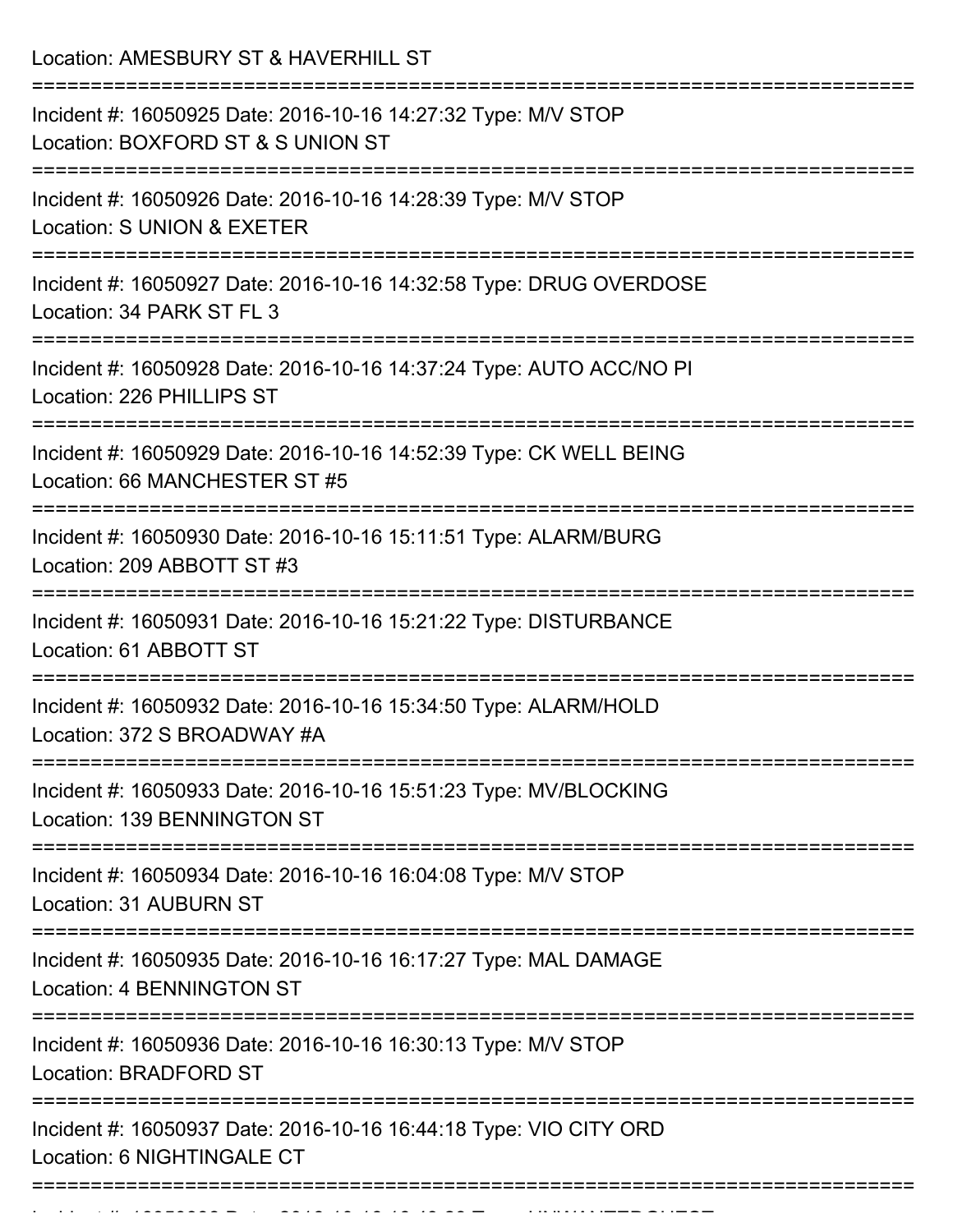Location: AMESBURY ST & HAVERHILL ST

===========================================================================

Incident #: 16050925 Date: 2016-10-16 14:27:32 Type: M/V STOP
Location: BOXFORD ST & S UNION ST

===========================================================================

Incident #: 16050926 Date: 2016-10-16 14:28:39 Type: M/V STOP
Location: S UNION & EXETER

===========================================================================

Incident #: 16050927 Date: 2016-10-16 14:32:58 Type: DRUG OVERDOSE
Location: 34 PARK ST FL 3

===========================================================================

Incident #: 16050928 Date: 2016-10-16 14:37:24 Type: AUTO ACC/NO PI
Location: 226 PHILLIPS ST

===========================================================================

Incident #: 16050929 Date: 2016-10-16 14:52:39 Type: CK WELL BEING
Location: 66 MANCHESTER ST #5

===========================================================================

Incident #: 16050930 Date: 2016-10-16 15:11:51 Type: ALARM/BURG
Location: 209 ABBOTT ST #3

===========================================================================

Incident #: 16050931 Date: 2016-10-16 15:21:22 Type: DISTURBANCE
Location: 61 ABBOTT ST

===========================================================================

Incident #: 16050932 Date: 2016-10-16 15:34:50 Type: ALARM/HOLD
Location: 372 S BROADWAY #A

===========================================================================

Incident #: 16050933 Date: 2016-10-16 15:51:23 Type: MV/BLOCKING
Location: 139 BENNINGTON ST

===========================================================================

Incident #: 16050934 Date: 2016-10-16 16:04:08 Type: M/V STOP
Location: 31 AUBURN ST

===========================================================================

Incident #: 16050935 Date: 2016-10-16 16:17:27 Type: MAL DAMAGE
Location: 4 BENNINGTON ST

===========================================================================

Incident #: 16050936 Date: 2016-10-16 16:30:13 Type: M/V STOP
Location: BRADFORD ST

===========================================================================

Incident #: 16050937 Date: 2016-10-16 16:44:18 Type: VIO CITY ORD
Location: 6 NIGHTINGALE CT

===========================================================================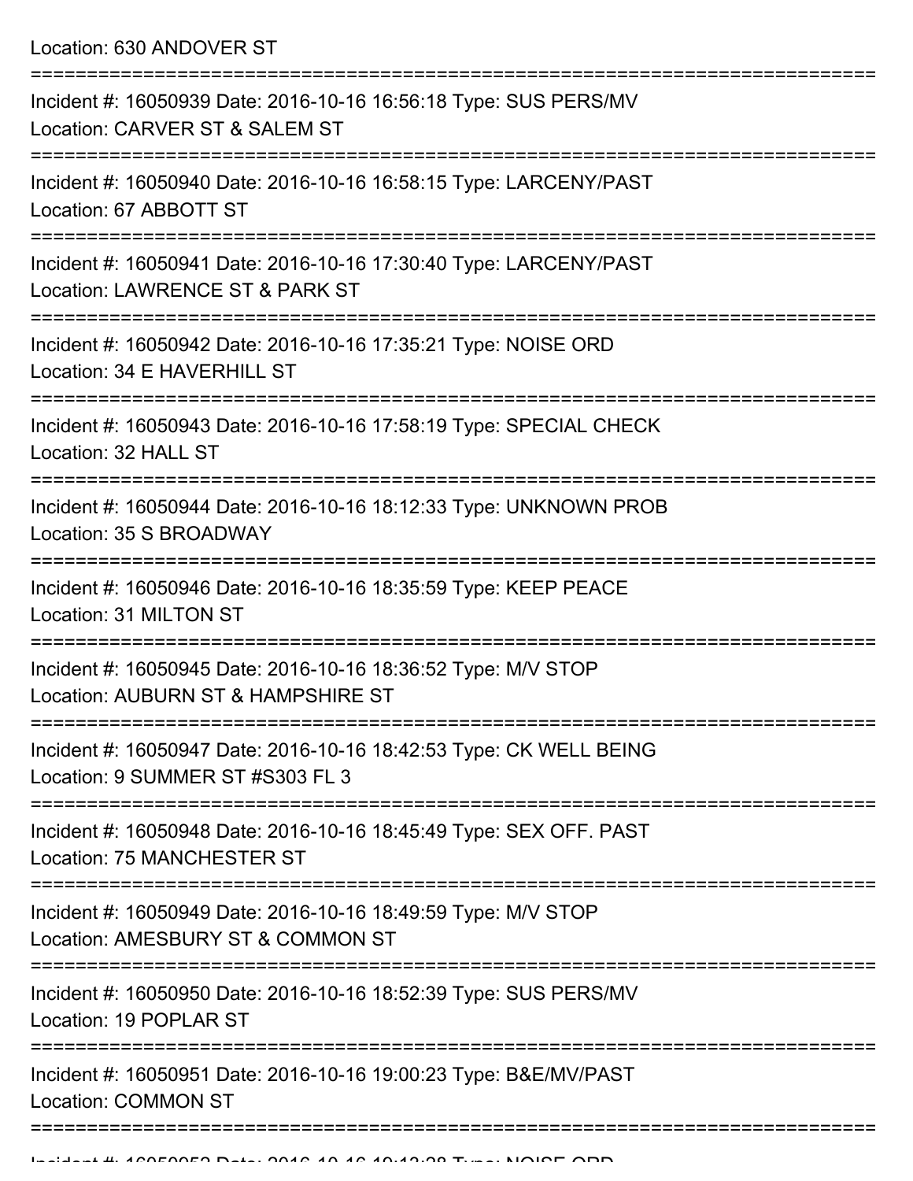Location: 630 ANDOVER ST

===========================================================================

Incident #: 16050939 Date: 2016-10-16 16:56:18 Type: SUS PERS/MV
Location: CARVER ST & SALEM ST

===========================================================================

Incident #: 16050940 Date: 2016-10-16 16:58:15 Type: LARCENY/PAST
Location: 67 ABBOTT ST

===========================================================================

Incident #: 16050941 Date: 2016-10-16 17:30:40 Type: LARCENY/PAST
Location: LAWRENCE ST & PARK ST

===========================================================================

Incident #: 16050942 Date: 2016-10-16 17:35:21 Type: NOISE ORD
Location: 34 E HAVERHILL ST

===========================================================================

Incident #: 16050943 Date: 2016-10-16 17:58:19 Type: SPECIAL CHECK
Location: 32 HALL ST

===========================================================================

Incident #: 16050944 Date: 2016-10-16 18:12:33 Type: UNKNOWN PROB
Location: 35 S BROADWAY

===========================================================================

Incident #: 16050946 Date: 2016-10-16 18:35:59 Type: KEEP PEACE
Location: 31 MILTON ST

===========================================================================

Incident #: 16050945 Date: 2016-10-16 18:36:52 Type: M/V STOP
Location: AUBURN ST & HAMPSHIRE ST

===========================================================================

Incident #: 16050947 Date: 2016-10-16 18:42:53 Type: CK WELL BEING
Location: 9 SUMMER ST #S303 FL 3

===========================================================================

Incident #: 16050948 Date: 2016-10-16 18:45:49 Type: SEX OFF. PAST
Location: 75 MANCHESTER ST

===========================================================================

Incident #: 16050949 Date: 2016-10-16 18:49:59 Type: M/V STOP
Location: AMESBURY ST & COMMON ST

===========================================================================

Incident #: 16050950 Date: 2016-10-16 18:52:39 Type: SUS PERS/MV
Location: 19 POPLAR ST

===========================================================================

Incident #: 16050951 Date: 2016-10-16 19:00:23 Type: B&E/MV/PAST
Location: COMMON ST

===========================================================================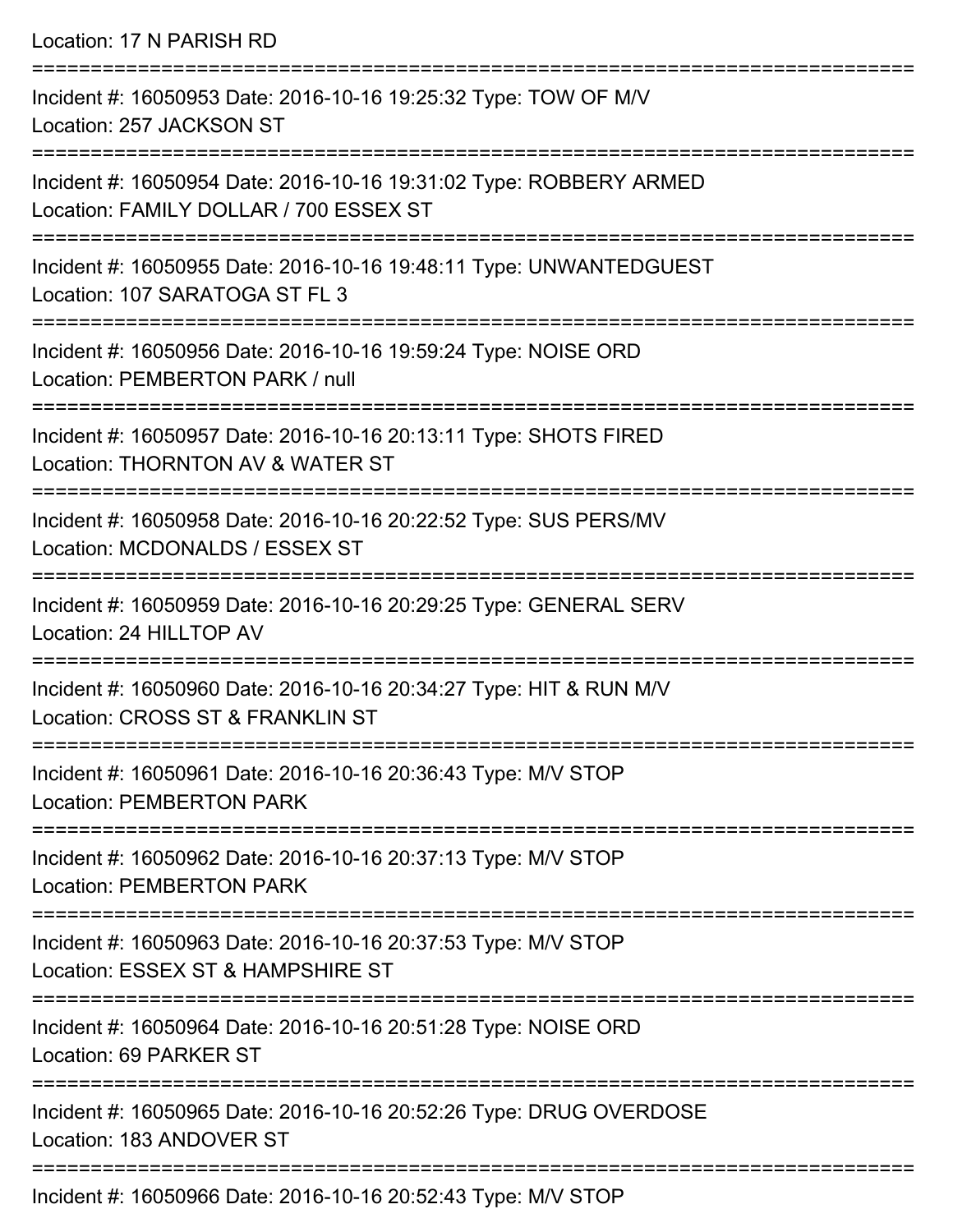Location: 17 N PARISH RD

===========================================================================

Incident #: 16050953 Date: 2016-10-16 19:25:32 Type: TOW OF M/V

Location: 257 JACKSON ST

===========================================================================

Incident #: 16050954 Date: 2016-10-16 19:31:02 Type: ROBBERY ARMED

Location: FAMILY DOLLAR / 700 ESSEX ST

===========================================================================

Incident #: 16050955 Date: 2016-10-16 19:48:11 Type: UNWANTEDGUEST

Location: 107 SARATOGA ST FL 3

===========================================================================

Incident #: 16050956 Date: 2016-10-16 19:59:24 Type: NOISE ORD

Location: PEMBERTON PARK / null

===========================================================================

Incident #: 16050957 Date: 2016-10-16 20:13:11 Type: SHOTS FIRED

Location: THORNTON AV & WATER ST

===========================================================================

Incident #: 16050958 Date: 2016-10-16 20:22:52 Type: SUS PERS/MV

Location: MCDONALDS / ESSEX ST

===========================================================================

Incident #: 16050959 Date: 2016-10-16 20:29:25 Type: GENERAL SERV

Location: 24 HILLTOP AV

===========================================================================

Incident #: 16050960 Date: 2016-10-16 20:34:27 Type: HIT & RUN M/V

Location: CROSS ST & FRANKLIN ST

===========================================================================

Incident #: 16050961 Date: 2016-10-16 20:36:43 Type: M/V STOP

Location: PEMBERTON PARK

===========================================================================

Incident #: 16050962 Date: 2016-10-16 20:37:13 Type: M/V STOP

Location: PEMBERTON PARK

===========================================================================

Incident #: 16050963 Date: 2016-10-16 20:37:53 Type: M/V STOP

Location: ESSEX ST & HAMPSHIRE ST

===========================================================================

Incident #: 16050964 Date: 2016-10-16 20:51:28 Type: NOISE ORD

Location: 69 PARKER ST

===========================================================================

Incident #: 16050965 Date: 2016-10-16 20:52:26 Type: DRUG OVERDOSE

Location: 183 ANDOVER ST

===========================================================================

Incident #: 16050966 Date: 2016-10-16 20:52:43 Type: M/V STOP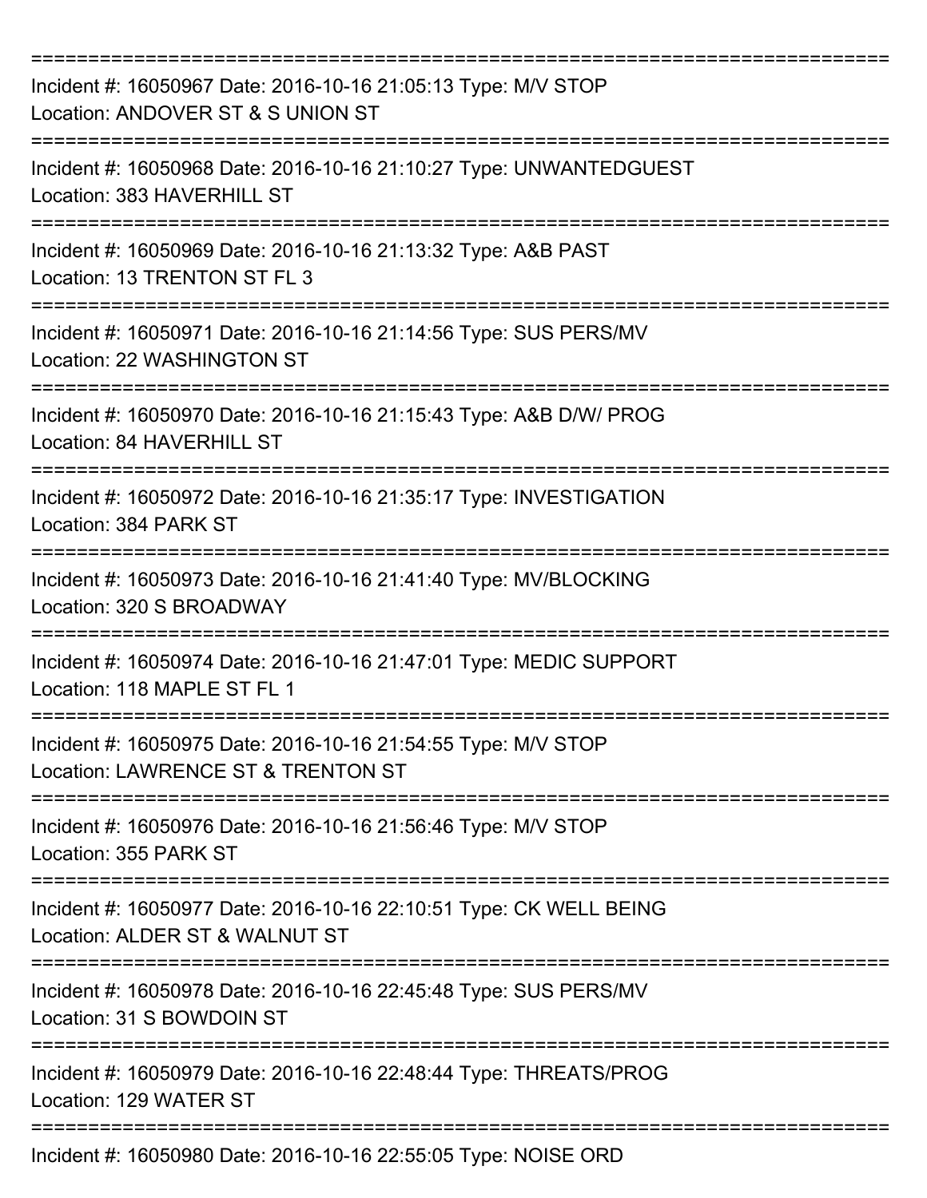===========================================================================

Incident #: 16050967 Date: 2016-10-16 21:05:13 Type: M/V STOP
Location: ANDOVER ST & S UNION ST

===========================================================================

Incident #: 16050968 Date: 2016-10-16 21:10:27 Type: UNWANTEDGUEST
Location: 383 HAVERHILL ST

===========================================================================

Incident #: 16050969 Date: 2016-10-16 21:13:32 Type: A&B PAST
Location: 13 TRENTON ST FL 3

===========================================================================

Incident #: 16050971 Date: 2016-10-16 21:14:56 Type: SUS PERS/MV
Location: 22 WASHINGTON ST

===========================================================================

Incident #: 16050970 Date: 2016-10-16 21:15:43 Type: A&B D/W/ PROG
Location: 84 HAVERHILL ST

===========================================================================

Incident #: 16050972 Date: 2016-10-16 21:35:17 Type: INVESTIGATION
Location: 384 PARK ST

===========================================================================

Incident #: 16050973 Date: 2016-10-16 21:41:40 Type: MV/BLOCKING
Location: 320 S BROADWAY

===========================================================================

Incident #: 16050974 Date: 2016-10-16 21:47:01 Type: MEDIC SUPPORT
Location: 118 MAPLE ST FL 1

===========================================================================

Incident #: 16050975 Date: 2016-10-16 21:54:55 Type: M/V STOP
Location: LAWRENCE ST & TRENTON ST

===========================================================================

Incident #: 16050976 Date: 2016-10-16 21:56:46 Type: M/V STOP
Location: 355 PARK ST

===========================================================================

Incident #: 16050977 Date: 2016-10-16 22:10:51 Type: CK WELL BEING
Location: ALDER ST & WALNUT ST

===========================================================================

Incident #: 16050978 Date: 2016-10-16 22:45:48 Type: SUS PERS/MV
Location: 31 S BOWDOIN ST

===========================================================================

Incident #: 16050979 Date: 2016-10-16 22:48:44 Type: THREATS/PROG
Location: 129 WATER ST

===========================================================================

Incident #: 16050980 Date: 2016-10-16 22:55:05 Type: NOISE ORD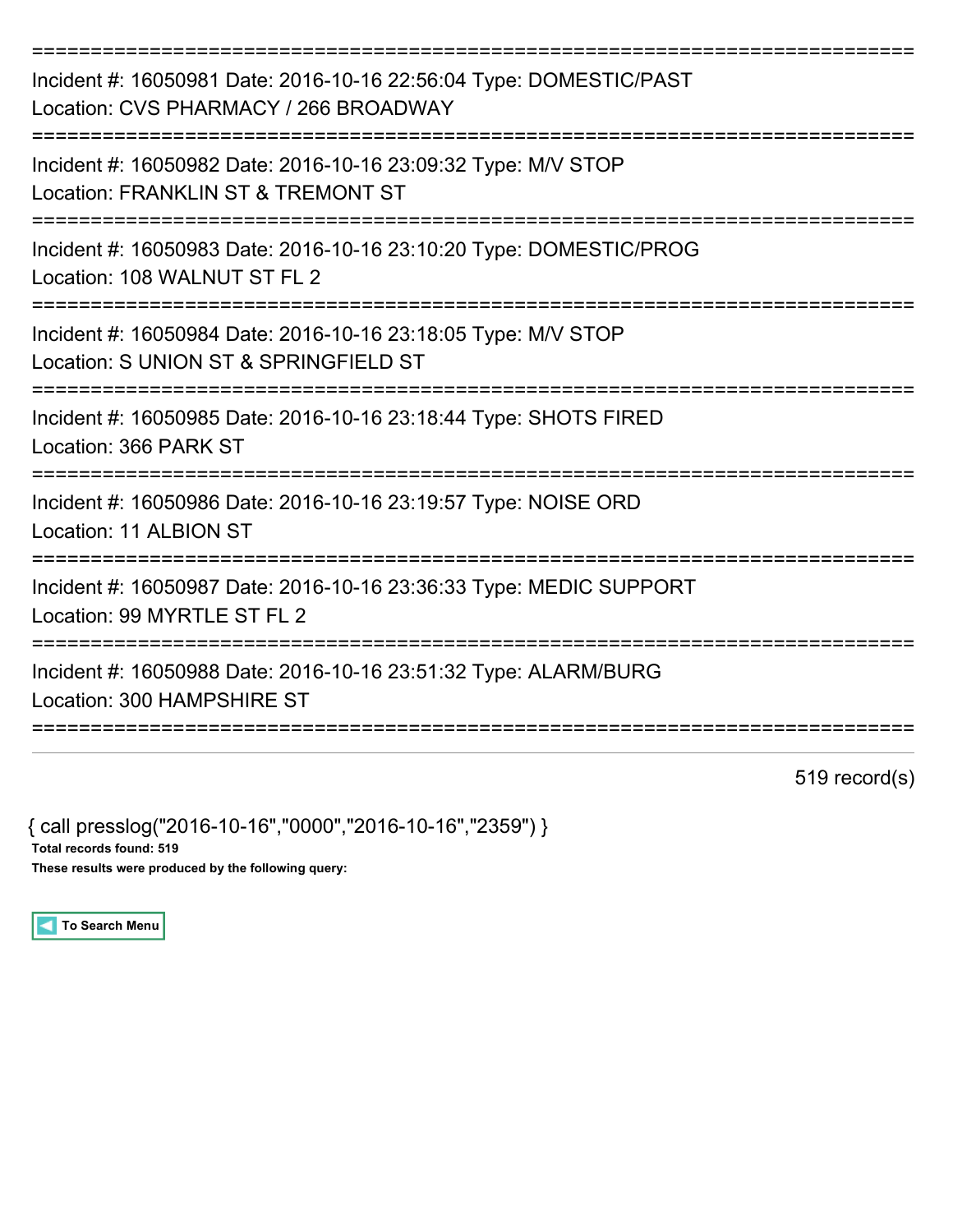===========================================================================

Incident #: 16050981 Date: 2016-10-16 22:56:04 Type: DOMESTIC/PAST
Location: CVS PHARMACY / 266 BROADWAY

===========================================================================

Incident #: 16050982 Date: 2016-10-16 23:09:32 Type: M/V STOP
Location: FRANKLIN ST & TREMONT ST

===========================================================================

Incident #: 16050983 Date: 2016-10-16 23:10:20 Type: DOMESTIC/PROG
Location: 108 WALNUT ST FL 2

===========================================================================

Incident #: 16050984 Date: 2016-10-16 23:18:05 Type: M/V STOP
Location: S UNION ST & SPRINGFIELD ST

===========================================================================

Incident #: 16050985 Date: 2016-10-16 23:18:44 Type: SHOTS FIRED
Location: 366 PARK ST

===========================================================================

Incident #: 16050986 Date: 2016-10-16 23:19:57 Type: NOISE ORD
Location: 11 ALBION ST

===========================================================================

Incident #: 16050987 Date: 2016-10-16 23:36:33 Type: MEDIC SUPPORT
Location: 99 MYRTLE ST FL 2

===========================================================================

Incident #: 16050988 Date: 2016-10-16 23:51:32 Type: ALARM/BURG
Location: 300 HAMPSHIRE ST

===========================================================================

519 record(s)

{ call presslog("2016-10-16","0000","2016-10-16","2359") }

**Total records found: 519**

**These results were produced by the following query:**

To Search Menu